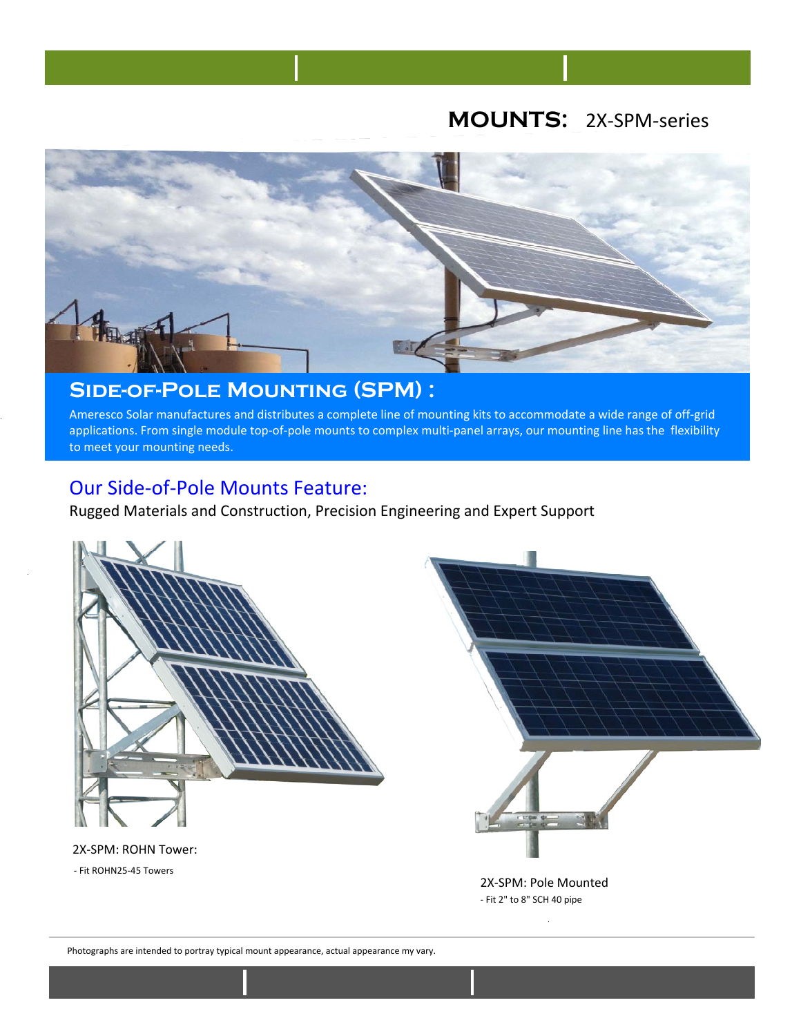## MOUNTS: 2X-SPM-series

## Side-of-Pole Mounting (SPM) :

Ameresco Solar manufactures and distributes a complete line of mounting kits to accommodate a wide range of off-grid applications. From single module top-of-pole mounts to complex multi-panel arrays, our mounting line has the flexibility to meet your mounting needs.

## Our Side-of-Pole Mounts Feature:

Rugged Materials and Construction, Precision Engineering and Expert Support

2X-SPM: ROHN Tower:

- Fit ROHN25-45 Towers

2X-SPM: Pole Mounted

- Fit 2" to 8" SCH 40 pipe

Photographs are intended to portray typical mount appearance, actual appearance my vary.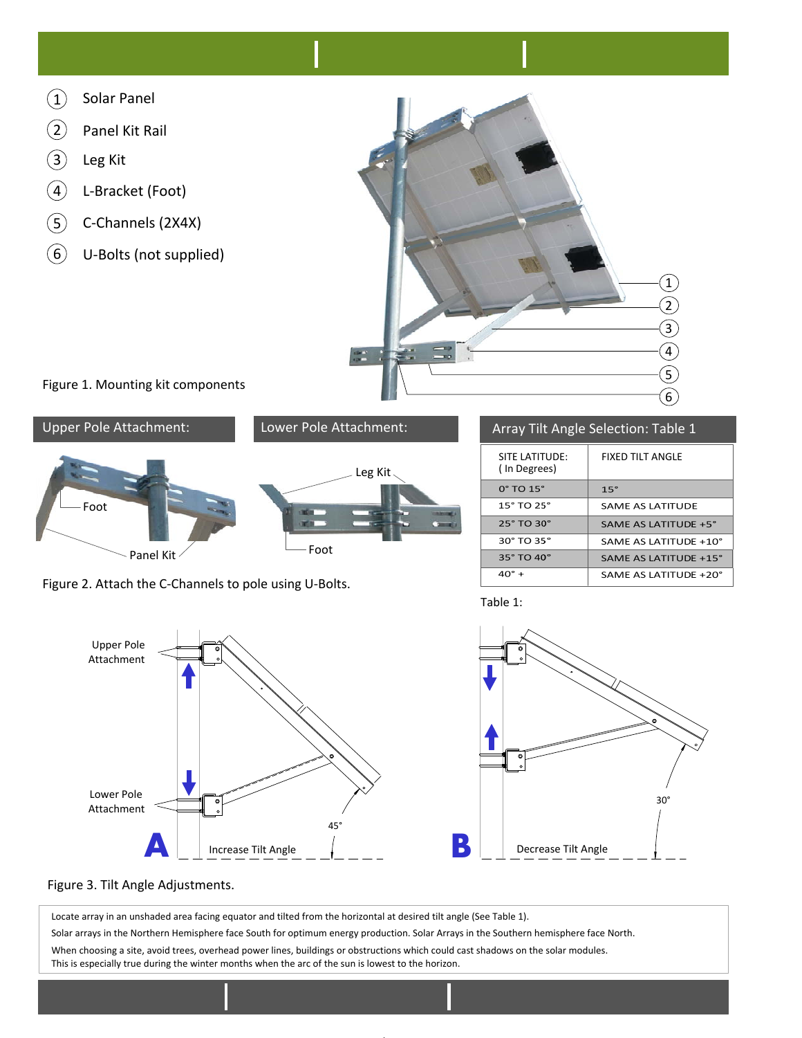1. Solar Panel
2. Panel Kit Rail
3. Leg Kit
4. L-Bracket (Foot)
5. C-Channels (2X4X)
6. U-Bolts (not supplied)

Figure 1. Mounting kit components

## Upper Pole Attachment:

Foot

Panel Kit

## Lower Pole Attachment:

Leg Kit

Foot

Figure 2. Attach the C-Channels to pole using U-Bolts.

## Array Tilt Angle Selection: Table 1

| SITE LATITUDE: ( In Degrees) | FIXED TILT ANGLE |
|---|---|
| 0° TO 15° | 15° |
| 15° TO 25° | SAME AS LATITUDE |
| 25° TO 30° | SAME AS LATITUDE +5° |
| 30° TO 35° | SAME AS LATITUDE +10° |
| 35° TO 40° | SAME AS LATITUDE +15° |
| 40° + | SAME AS LATITUDE +20° |

Table 1:

Upper Pole Attachment

Lower Pole Attachment

45°

A

Increase Tilt Angle

30°

B

Decrease Tilt Angle

Figure 3. Tilt Angle Adjustments.

Locate array in an unshaded area facing equator and tilted from the horizontal at desired tilt angle (See Table 1).

Solar arrays in the Northern Hemisphere face South for optimum energy production. Solar Arrays in the Southern hemisphere face North.

When choosing a site, avoid trees, overhead power lines, buildings or obstructions which could cast shadows on the solar modules.
This is especially true during the winter months when the arc of the sun is lowest to the horizon.